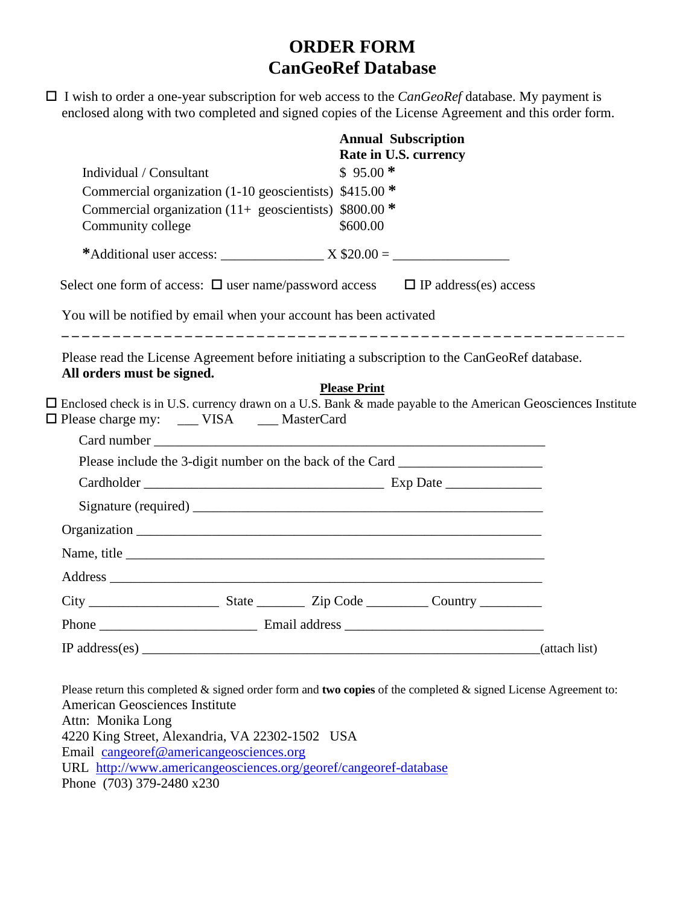# ORDER FORM
# CanGeoRef Database

☐ I wish to order a one-year subscription for web access to the *CanGeoRef* database. My payment is enclosed along with two completed and signed copies of the License Agreement and this order form.

| | **Annual Subscription Rate in U.S. currency** |
|---|---|
| Individual / Consultant | $ 95.00 * |
| Commercial organization (1-10 geoscientists) | $415.00 * |
| Commercial organization (11+ geoscientists) | $800.00 * |
| Community college | $600.00 |

*Additional user access: _______________ X $20.00 = _________________

Select one form of access: ☐ user name/password access ☐ IP address(es) access

You will be notified by email when your account has been activated

---

Please read the License Agreement before initiating a subscription to the CanGeoRef database.
**All orders must be signed.**

**Please Print**

☐ Enclosed check is in U.S. currency drawn on a U.S. Bank & made payable to the American Geosciences Institute
☐ Please charge my: ___ VISA ___ MasterCard

Card number ___________________________________________________________

Please include the 3-digit number on the back of the Card _____________________

Cardholder ____________________________________ Exp Date ______________

Signature (required) _____________________________________________________

Organization _________________________________________________________

Name, title ___________________________________________________________

Address ______________________________________________________________

City ___________________ State _______ Zip Code _________ Country _________

Phone _______________________ Email address _____________________________

IP address(es) ____________________________________________________________(attach list)

Please return this completed & signed order form and **two copies** of the completed & signed License Agreement to:
American Geosciences Institute
Attn: Monika Long
4220 King Street, Alexandria, VA 22302-1502 USA
Email cangeoref@americangeosciences.org
URL http://www.americangeosciences.org/georef/cangeoref-database
Phone (703) 379-2480 x230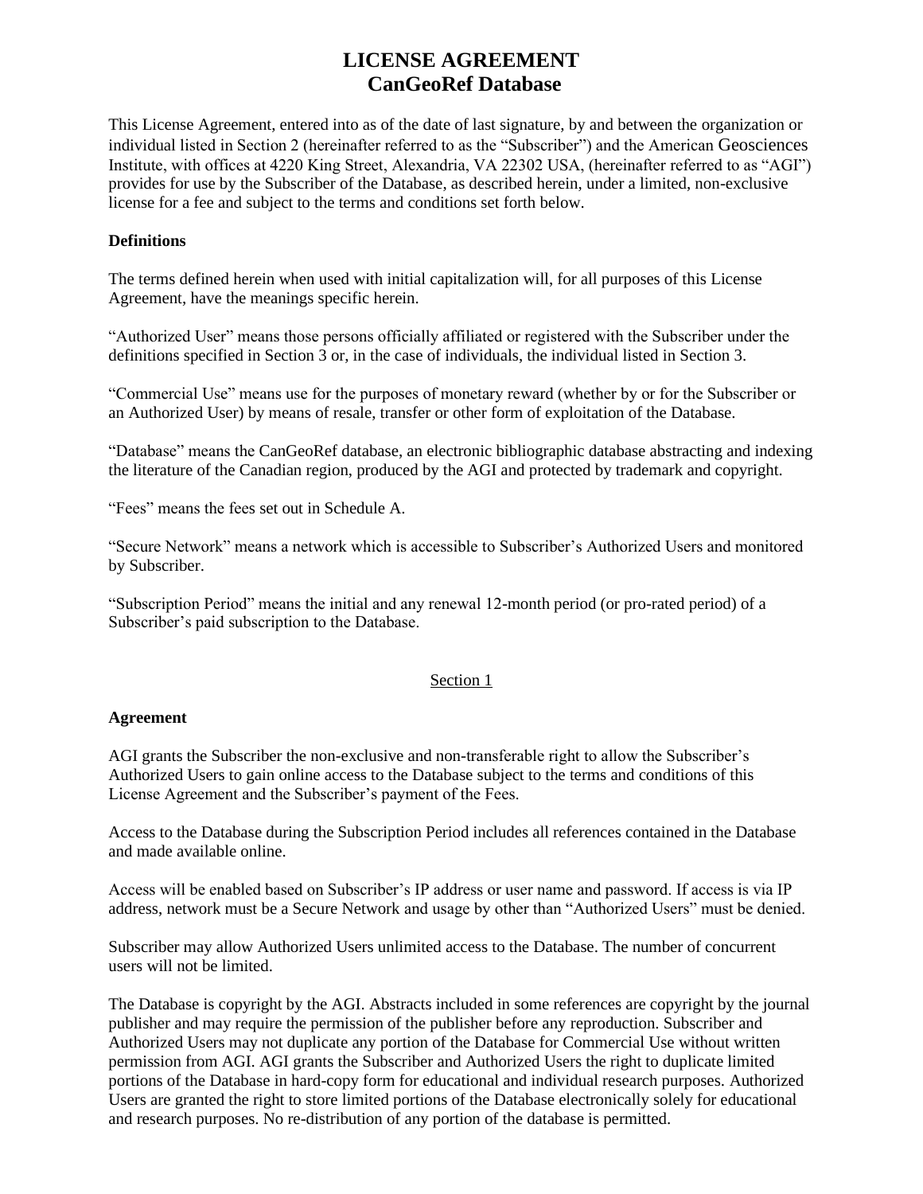# LICENSE AGREEMENT
# CanGeoRef Database

This License Agreement, entered into as of the date of last signature, by and between the organization or individual listed in Section 2 (hereinafter referred to as the "Subscriber") and the American Geosciences Institute, with offices at 4220 King Street, Alexandria, VA 22302 USA, (hereinafter referred to as "AGI") provides for use by the Subscriber of the Database, as described herein, under a limited, non-exclusive license for a fee and subject to the terms and conditions set forth below.

**Definitions**

The terms defined herein when used with initial capitalization will, for all purposes of this License Agreement, have the meanings specific herein.

"Authorized User" means those persons officially affiliated or registered with the Subscriber under the definitions specified in Section 3 or, in the case of individuals, the individual listed in Section 3.

"Commercial Use" means use for the purposes of monetary reward (whether by or for the Subscriber or an Authorized User) by means of resale, transfer or other form of exploitation of the Database.

"Database" means the CanGeoRef database, an electronic bibliographic database abstracting and indexing the literature of the Canadian region, produced by the AGI and protected by trademark and copyright.

"Fees" means the fees set out in Schedule A.

"Secure Network" means a network which is accessible to Subscriber's Authorized Users and monitored by Subscriber.

"Subscription Period" means the initial and any renewal 12-month period (or pro-rated period) of a Subscriber's paid subscription to the Database.

## Section 1

**Agreement**

AGI grants the Subscriber the non-exclusive and non-transferable right to allow the Subscriber's Authorized Users to gain online access to the Database subject to the terms and conditions of this License Agreement and the Subscriber's payment of the Fees.

Access to the Database during the Subscription Period includes all references contained in the Database and made available online.

Access will be enabled based on Subscriber's IP address or user name and password. If access is via IP address, network must be a Secure Network and usage by other than "Authorized Users" must be denied.

Subscriber may allow Authorized Users unlimited access to the Database. The number of concurrent users will not be limited.

The Database is copyright by the AGI. Abstracts included in some references are copyright by the journal publisher and may require the permission of the publisher before any reproduction. Subscriber and Authorized Users may not duplicate any portion of the Database for Commercial Use without written permission from AGI. AGI grants the Subscriber and Authorized Users the right to duplicate limited portions of the Database in hard-copy form for educational and individual research purposes. Authorized Users are granted the right to store limited portions of the Database electronically solely for educational and research purposes. No re-distribution of any portion of the database is permitted.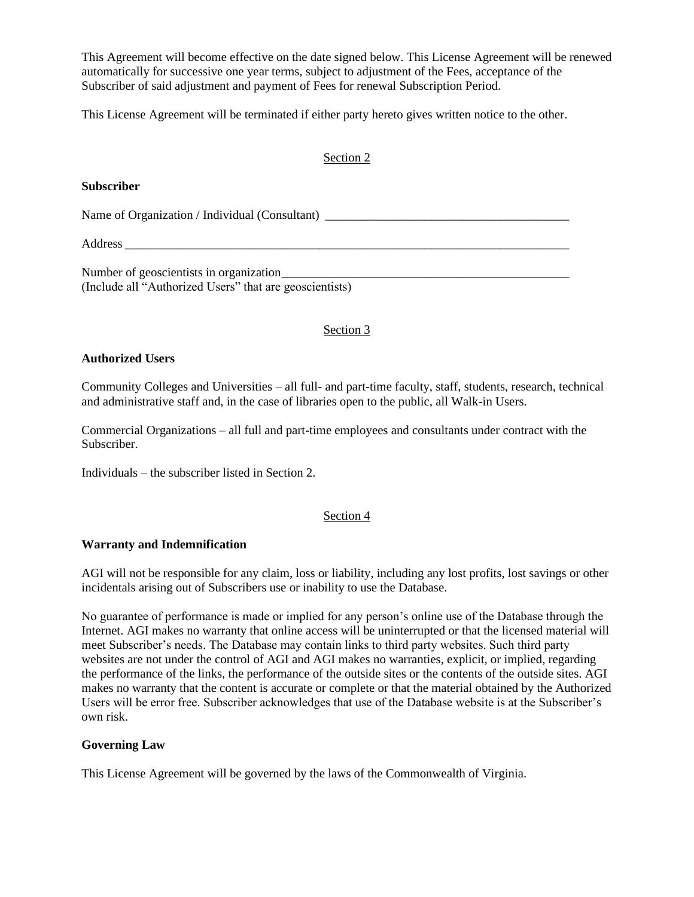This Agreement will become effective on the date signed below. This License Agreement will be renewed automatically for successive one year terms, subject to adjustment of the Fees, acceptance of the Subscriber of said adjustment and payment of Fees for renewal Subscription Period.

This License Agreement will be terminated if either party hereto gives written notice to the other.

<u>Section 2</u>

**Subscriber**

Name of Organization / Individual (Consultant) ________________________________________

Address ____________________________________________________________________________

Number of geoscientists in organization________________________________________________
(Include all "Authorized Users" that are geoscientists)

<u>Section 3</u>

**Authorized Users**

Community Colleges and Universities – all full- and part-time faculty, staff, students, research, technical and administrative staff and, in the case of libraries open to the public, all Walk-in Users.

Commercial Organizations – all full and part-time employees and consultants under contract with the Subscriber.

Individuals – the subscriber listed in Section 2.

<u>Section 4</u>

**Warranty and Indemnification**

AGI will not be responsible for any claim, loss or liability, including any lost profits, lost savings or other incidentals arising out of Subscribers use or inability to use the Database.

No guarantee of performance is made or implied for any person's online use of the Database through the Internet. AGI makes no warranty that online access will be uninterrupted or that the licensed material will meet Subscriber's needs. The Database may contain links to third party websites. Such third party websites are not under the control of AGI and AGI makes no warranties, explicit, or implied, regarding the performance of the links, the performance of the outside sites or the contents of the outside sites. AGI makes no warranty that the content is accurate or complete or that the material obtained by the Authorized Users will be error free. Subscriber acknowledges that use of the Database website is at the Subscriber's own risk.

**Governing Law**

This License Agreement will be governed by the laws of the Commonwealth of Virginia.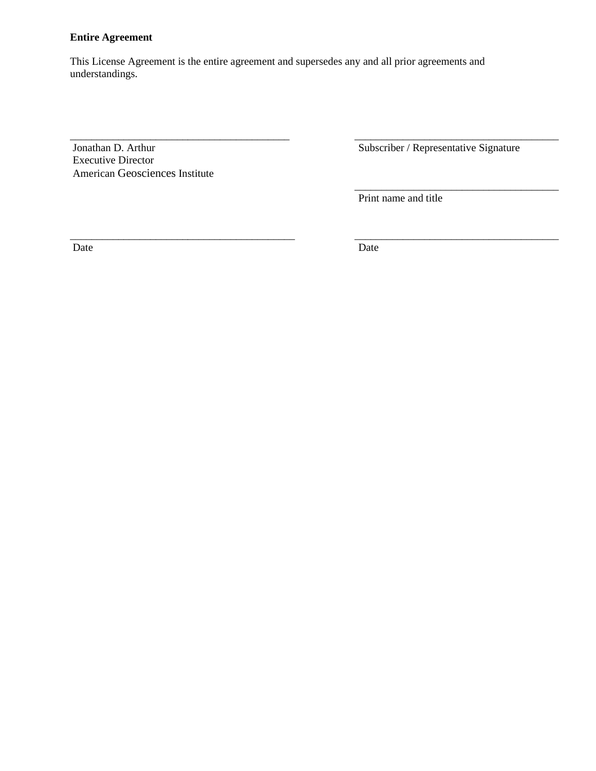**Entire Agreement**

This License Agreement is the entire agreement and supersedes any and all prior agreements and understandings.

| | |
|---|---|
| ___________________________________________ | ________________________________________ |
| Jonathan D. Arthur<br>Executive Director<br>American Geosciences Institute | Subscriber / Representative Signature |
| | ________________________________________ |
| | Print name and title |
| ___________________________________________ | ________________________________________ |
| Date | Date |